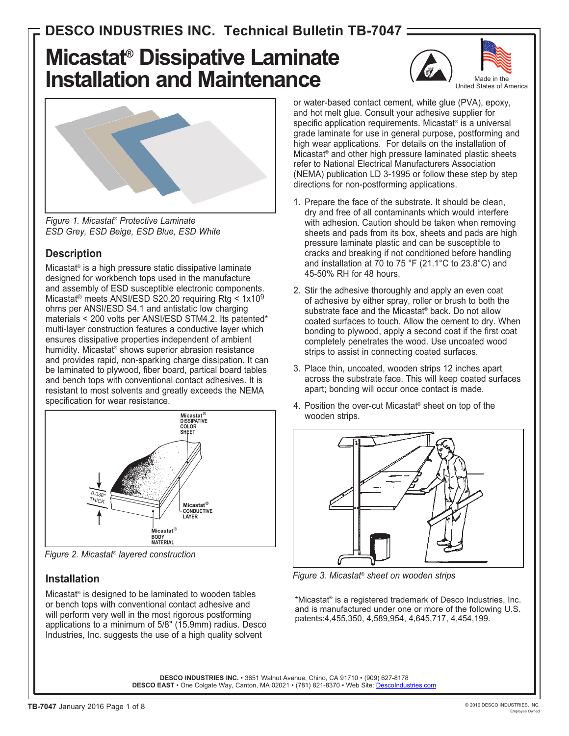# DESCO INDUSTRIES INC. Technical Bulletin TB-7047

# Micastat® Dissipative Laminate Installation and Maintenance

Made in the United States of America

*Figure 1. Micastat® Protective Laminate ESD Grey, ESD Beige, ESD Blue, ESD White*

## Description

Micastat® is a high pressure static dissipative laminate designed for workbench tops used in the manufacture and assembly of ESD susceptible electronic components. Micastat® meets ANSI/ESD S20.20 requiring Rtg < $1x10^9$ ohms per ANSI/ESD S4.1 and antistatic low charging materials < 200 volts per ANSI/ESD STM4.2. Its patented* multi-layer construction features a conductive layer which ensures dissipative properties independent of ambient humidity. Micastat® shows superior abrasion resistance and provides rapid, non-sparking charge dissipation. It can be laminated to plywood, fiber board, partical board tables and bench tops with conventional contact adhesives. It is resistant to most solvents and greatly exceeds the NEMA specification for wear resistance.

Micastat® DISSIPATIVE COLOR SHEET

0.038" THICK

Micastat® CONDUCTIVE LAYER

Micastat® BODY MATERIAL

*Figure 2. Micastat® layered construction*

## Installation

Micastat® is designed to be laminated to wooden tables or bench tops with conventional contact adhesive and will perform very well in the most rigorous postforming applications to a minimum of 5/8" (15.9mm) radius. Desco Industries, Inc. suggests the use of a high quality solvent or water-based contact cement, white glue (PVA), epoxy, and hot melt glue. Consult your adhesive supplier for specific application requirements. Micastat® is a universal grade laminate for use in general purpose, postforming and high wear applications. For details on the installation of Micastat® and other high pressure laminated plastic sheets refer to National Electrical Manufacturers Association (NEMA) publication LD 3-1995 or follow these step by step directions for non-postforming applications.

1. Prepare the face of the substrate. It should be clean, dry and free of all contaminants which would interfere with adhesion. Caution should be taken when removing sheets and pads from its box, sheets and pads are high pressure laminate plastic and can be susceptible to cracks and breaking if not conditioned before handling and installation at 70 to 75 °F (21.1°C to 23.8°C) and 45-50% RH for 48 hours.
2. Stir the adhesive thoroughly and apply an even coat of adhesive by either spray, roller or brush to both the substrate face and the Micastat® back. Do not allow coated surfaces to touch. Allow the cement to dry. When bonding to plywood, apply a second coat if the first coat completely penetrates the wood. Use uncoated wood strips to assist in connecting coated surfaces.
3. Place thin, uncoated, wooden strips 12 inches apart across the substrate face. This will keep coated surfaces apart; bonding will occur once contact is made.
4. Position the over-cut Micastat® sheet on top of the wooden strips.

*Figure 3. Micastat® sheet on wooden strips*

*Micastat® is a registered trademark of Desco Industries, Inc. and is manufactured under one or more of the following U.S. patents:4,455,350, 4,589,954, 4,645,717, 4,454,199.

**DESCO INDUSTRIES INC.** • 3651 Walnut Avenue, Chino, CA 91710 • (909) 627-8178
**DESCO EAST** • One Colgate Way, Canton, MA 02021 • (781) 821-8370 • Web Site: DescoIndustries.com

**TB-7047** January 2016

© 2016 DESCO INDUSTRIES, INC. Employee Owned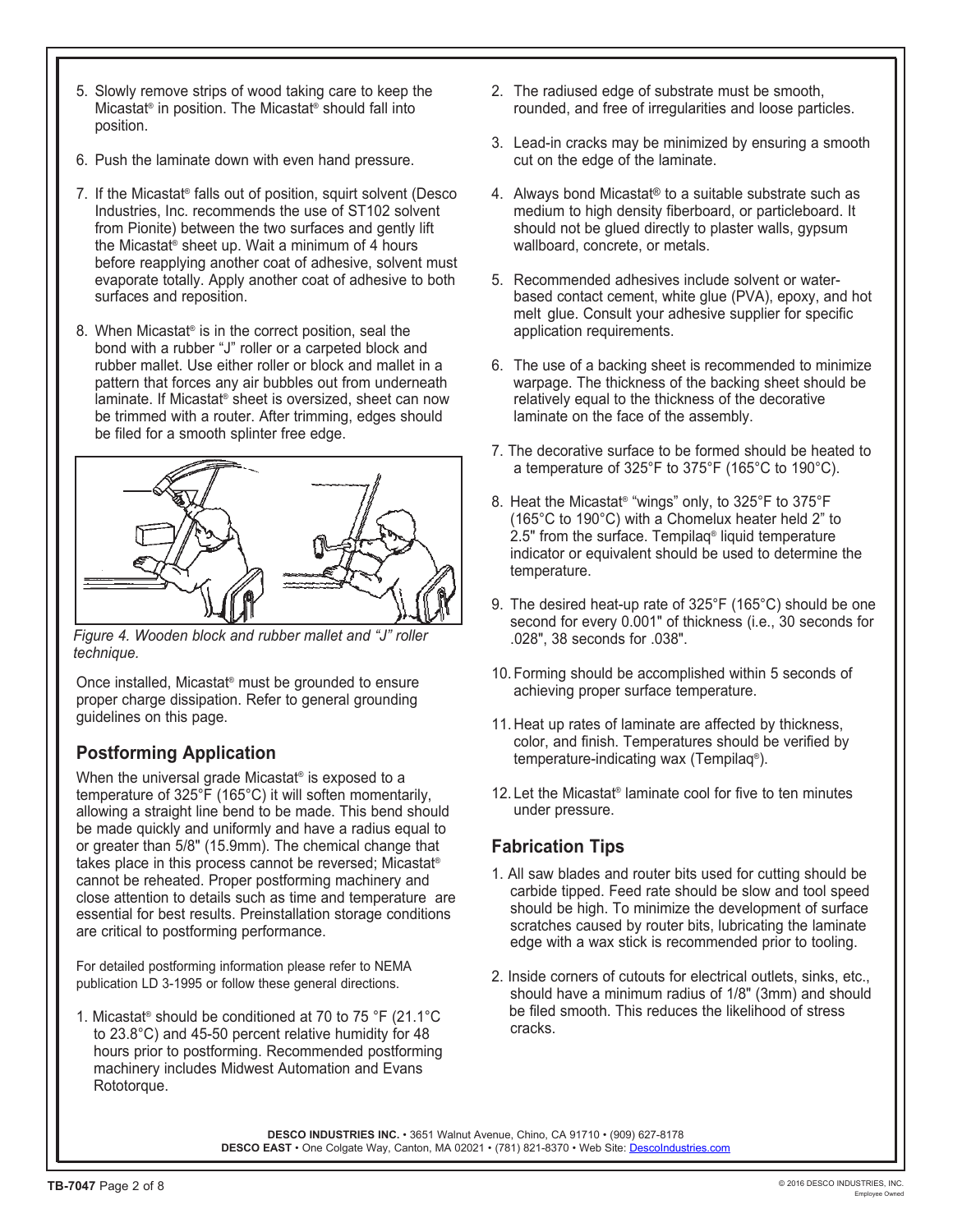5. Slowly remove strips of wood taking care to keep the Micastat® in position. The Micastat® should fall into position.

6. Push the laminate down with even hand pressure.

7. If the Micastat® falls out of position, squirt solvent (Desco Industries, Inc. recommends the use of ST102 solvent from Pionite) between the two surfaces and gently lift the Micastat® sheet up. Wait a minimum of 4 hours before reapplying another coat of adhesive, solvent must evaporate totally. Apply another coat of adhesive to both surfaces and reposition.

8. When Micastat® is in the correct position, seal the bond with a rubber "J" roller or a carpeted block and rubber mallet. Use either roller or block and mallet in a pattern that forces any air bubbles out from underneath laminate. If Micastat® sheet is oversized, sheet can now be trimmed with a router. After trimming, edges should be filed for a smooth splinter free edge.

*Figure 4. Wooden block and rubber mallet and "J" roller technique.*

Once installed, Micastat® must be grounded to ensure proper charge dissipation. Refer to general grounding guidelines on this page.

## Postforming Application

When the universal grade Micastat® is exposed to a temperature of 325°F (165°C) it will soften momentarily, allowing a straight line bend to be made. This bend should be made quickly and uniformly and have a radius equal to or greater than 5/8" (15.9mm). The chemical change that takes place in this process cannot be reversed; Micastat® cannot be reheated. Proper postforming machinery and close attention to details such as time and temperature are essential for best results. Preinstallation storage conditions are critical to postforming performance.

For detailed postforming information please refer to NEMA publication LD 3-1995 or follow these general directions.

1. Micastat® should be conditioned at 70 to 75 °F (21.1°C to 23.8°C) and 45-50 percent relative humidity for 48 hours prior to postforming. Recommended postforming machinery includes Midwest Automation and Evans Rototorque.

2. The radiused edge of substrate must be smooth, rounded, and free of irregularities and loose particles.

3. Lead-in cracks may be minimized by ensuring a smooth cut on the edge of the laminate.

4. Always bond Micastat® to a suitable substrate such as medium to high density fiberboard, or particleboard. It should not be glued directly to plaster walls, gypsum wallboard, concrete, or metals.

5. Recommended adhesives include solvent or water-based contact cement, white glue (PVA), epoxy, and hot melt glue. Consult your adhesive supplier for specific application requirements.

6. The use of a backing sheet is recommended to minimize warpage. The thickness of the backing sheet should be relatively equal to the thickness of the decorative laminate on the face of the assembly.

7. The decorative surface to be formed should be heated to a temperature of 325°F to 375°F (165°C to 190°C).

8. Heat the Micastat® "wings" only, to 325°F to 375°F (165°C to 190°C) with a Chomelux heater held 2" to 2.5" from the surface. Tempilaq® liquid temperature indicator or equivalent should be used to determine the temperature.

9. The desired heat-up rate of 325°F (165°C) should be one second for every 0.001" of thickness (i.e., 30 seconds for .028", 38 seconds for .038".

10. Forming should be accomplished within 5 seconds of achieving proper surface temperature.

11. Heat up rates of laminate are affected by thickness, color, and finish. Temperatures should be verified by temperature-indicating wax (Tempilaq®).

12. Let the Micastat® laminate cool for five to ten minutes under pressure.

## Fabrication Tips

1. All saw blades and router bits used for cutting should be carbide tipped. Feed rate should be slow and tool speed should be high. To minimize the development of surface scratches caused by router bits, lubricating the laminate edge with a wax stick is recommended prior to tooling.

2. Inside corners of cutouts for electrical outlets, sinks, etc., should have a minimum radius of 1/8" (3mm) and should be filed smooth. This reduces the likelihood of stress cracks.

**DESCO INDUSTRIES INC.** • 3651 Walnut Avenue, Chino, CA 91710 • (909) 627-8178
**DESCO EAST** • One Colgate Way, Canton, MA 02021 • (781) 821-8370 • Web Site: DescoIndustries.com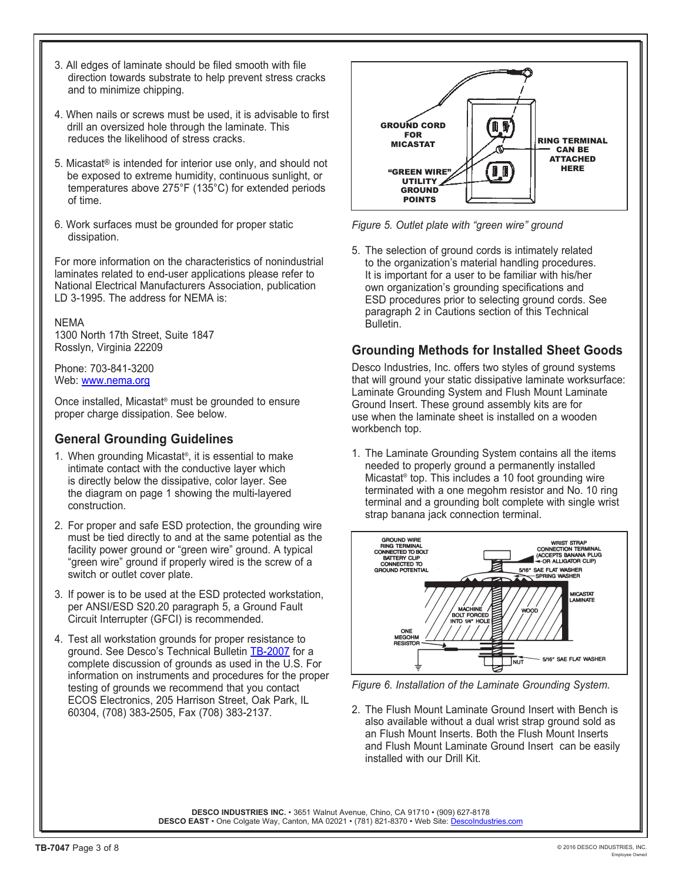3. All edges of laminate should be filed smooth with file direction towards substrate to help prevent stress cracks and to minimize chipping.

4. When nails or screws must be used, it is advisable to first drill an oversized hole through the laminate. This reduces the likelihood of stress cracks.

5. Micastat® is intended for interior use only, and should not be exposed to extreme humidity, continuous sunlight, or temperatures above 275°F (135°C) for extended periods of time.

6. Work surfaces must be grounded for proper static dissipation.

For more information on the characteristics of nonindustrial laminates related to end-user applications please refer to National Electrical Manufacturers Association, publication LD 3-1995. The address for NEMA is:

NEMA
1300 North 17th Street, Suite 1847
Rosslyn, Virginia 22209

Phone: 703-841-3200
Web: www.nema.org

Once installed, Micastat® must be grounded to ensure proper charge dissipation. See below.

## General Grounding Guidelines

1. When grounding Micastat®, it is essential to make intimate contact with the conductive layer which is directly below the dissipative, color layer. See the diagram on page 1 showing the multi-layered construction.

2. For proper and safe ESD protection, the grounding wire must be tied directly to and at the same potential as the facility power ground or "green wire" ground. A typical "green wire" ground if properly wired is the screw of a switch or outlet cover plate.

3. If power is to be used at the ESD protected workstation, per ANSI/ESD S20.20 paragraph 5, a Ground Fault Circuit Interrupter (GFCI) is recommended.

4. Test all workstation grounds for proper resistance to ground. See Desco's Technical Bulletin TB-2007 for a complete discussion of grounds as used in the U.S. For information on instruments and procedures for the proper testing of grounds we recommend that you contact ECOS Electronics, 205 Harrison Street, Oak Park, IL 60304, (708) 383-2505, Fax (708) 383-2137.

GROUND CORD FOR MICASTAT

RING TERMINAL CAN BE ATTACHED HERE

"GREEN WIRE" UTILITY GROUND POINTS

*Figure 5. Outlet plate with "green wire" ground*

5. The selection of ground cords is intimately related to the organization's material handling procedures. It is important for a user to be familiar with his/her own organization's grounding specifications and ESD procedures prior to selecting ground cords. See paragraph 2 in Cautions section of this Technical Bulletin.

## Grounding Methods for Installed Sheet Goods

Desco Industries, Inc. offers two styles of ground systems that will ground your static dissipative laminate worksurface: Laminate Grounding System and Flush Mount Laminate Ground Insert. These ground assembly kits are for use when the laminate sheet is installed on a wooden workbench top.

1. The Laminate Grounding System contains all the items needed to properly ground a permanently installed Micastat® top. This includes a 10 foot grounding wire terminated with a one megohm resistor and No. 10 ring terminal and a grounding bolt complete with single wrist strap banana jack connection terminal.

GROUND WIRE RING TERMINAL CONNECTED TO BOLT BATTERY CLIP CONNECTED TO GROUND POTENTIAL

WRIST STRAP CONNECTION TERMINAL (ACCEPTS BANANA PLUG OR ALLIGATOR CLIP)

5/16" SAE FLAT WASHER SPRING WASHER

MICASTAT LAMINATE

WOOD

MACHINE BOLT FORCED INTO 1/4" HOLE

ONE MEGOHM RESISTOR

NUT

5/16" SAE FLAT WASHER

*Figure 6. Installation of the Laminate Grounding System.*

2. The Flush Mount Laminate Ground Insert with Bench is also available without a dual wrist strap ground sold as an Flush Mount Inserts. Both the Flush Mount Inserts and Flush Mount Laminate Ground Insert can be easily installed with our Drill Kit.

**DESCO INDUSTRIES INC.** • 3651 Walnut Avenue, Chino, CA 91710 • (909) 627-8178
**DESCO EAST** • One Colgate Way, Canton, MA 02021 • (781) 821-8370 • Web Site: DescoIndustries.com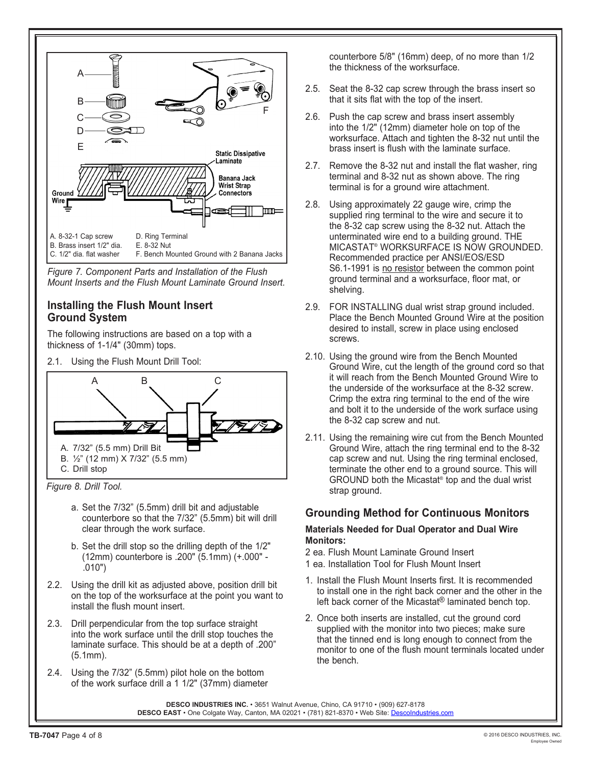A. 8-32-1 Cap screw
B. Brass insert 1/2" dia.
C. 1/2" dia. flat washer
D. Ring Terminal
E. 8-32 Nut
F. Bench Mounted Ground with 2 Banana Jacks

*Figure 7. Component Parts and Installation of the Flush Mount Inserts and the Flush Mount Laminate Ground Insert.*

## Installing the Flush Mount Insert Ground System

The following instructions are based on a top with a thickness of 1-1/4" (30mm) tops.

2.1. Using the Flush Mount Drill Tool:

A. 7/32" (5.5 mm) Drill Bit
B. ½" (12 mm) X 7/32" (5.5 mm)
C. Drill stop

*Figure 8. Drill Tool.*

a. Set the 7/32" (5.5mm) drill bit and adjustable counterbore so that the 7/32" (5.5mm) bit will drill clear through the work surface.

b. Set the drill stop so the drilling depth of the 1/2" (12mm) counterbore is .200" (5.1mm) (+.000" - .010")

2.2. Using the drill kit as adjusted above, position drill bit on the top of the worksurface at the point you want to install the flush mount insert.

2.3. Drill perpendicular from the top surface straight into the work surface until the drill stop touches the laminate surface. This should be at a depth of .200" (5.1mm).

2.4. Using the 7/32" (5.5mm) pilot hole on the bottom of the work surface drill a 1 1/2" (37mm) diameter counterbore 5/8" (16mm) deep, of no more than 1/2 the thickness of the worksurface.

2.5. Seat the 8-32 cap screw through the brass insert so that it sits flat with the top of the insert.

2.6. Push the cap screw and brass insert assembly into the 1/2" (12mm) diameter hole on top of the worksurface. Attach and tighten the 8-32 nut until the brass insert is flush with the laminate surface.

2.7. Remove the 8-32 nut and install the flat washer, ring terminal and 8-32 nut as shown above. The ring terminal is for a ground wire attachment.

2.8. Using approximately 22 gauge wire, crimp the supplied ring terminal to the wire and secure it to the 8-32 cap screw using the 8-32 nut. Attach the unterminated wire end to a building ground. THE MICASTAT® WORKSURFACE IS NOW GROUNDED. Recommended practice per ANSI/EOS/ESD S6.1-1991 is no resistor between the common point ground terminal and a worksurface, floor mat, or shelving.

2.9. FOR INSTALLING dual wrist strap ground included. Place the Bench Mounted Ground Wire at the position desired to install, screw in place using enclosed screws.

2.10. Using the ground wire from the Bench Mounted Ground Wire, cut the length of the ground cord so that it will reach from the Bench Mounted Ground Wire to the underside of the worksurface at the 8-32 screw. Crimp the extra ring terminal to the end of the wire and bolt it to the underside of the work surface using the 8-32 cap screw and nut.

2.11. Using the remaining wire cut from the Bench Mounted Ground Wire, attach the ring terminal end to the 8-32 cap screw and nut. Using the ring terminal enclosed, terminate the other end to a ground source. This will GROUND both the Micastat® top and the dual wrist strap ground.

## Grounding Method for Continuous Monitors

**Materials Needed for Dual Operator and Dual Wire Monitors:**

2 ea. Flush Mount Laminate Ground Insert
1 ea. Installation Tool for Flush Mount Insert

1. Install the Flush Mount Inserts first. It is recommended to install one in the right back corner and the other in the left back corner of the Micastat® laminated bench top.

2. Once both inserts are installed, cut the ground cord supplied with the monitor into two pieces; make sure that the tinned end is long enough to connect from the monitor to one of the flush mount terminals located under the bench.

**DESCO INDUSTRIES INC.** • 3651 Walnut Avenue, Chino, CA 91710 • (909) 627-8178
**DESCO EAST** • One Colgate Way, Canton, MA 02021 • (781) 821-8370 • Web Site: DescoIndustries.com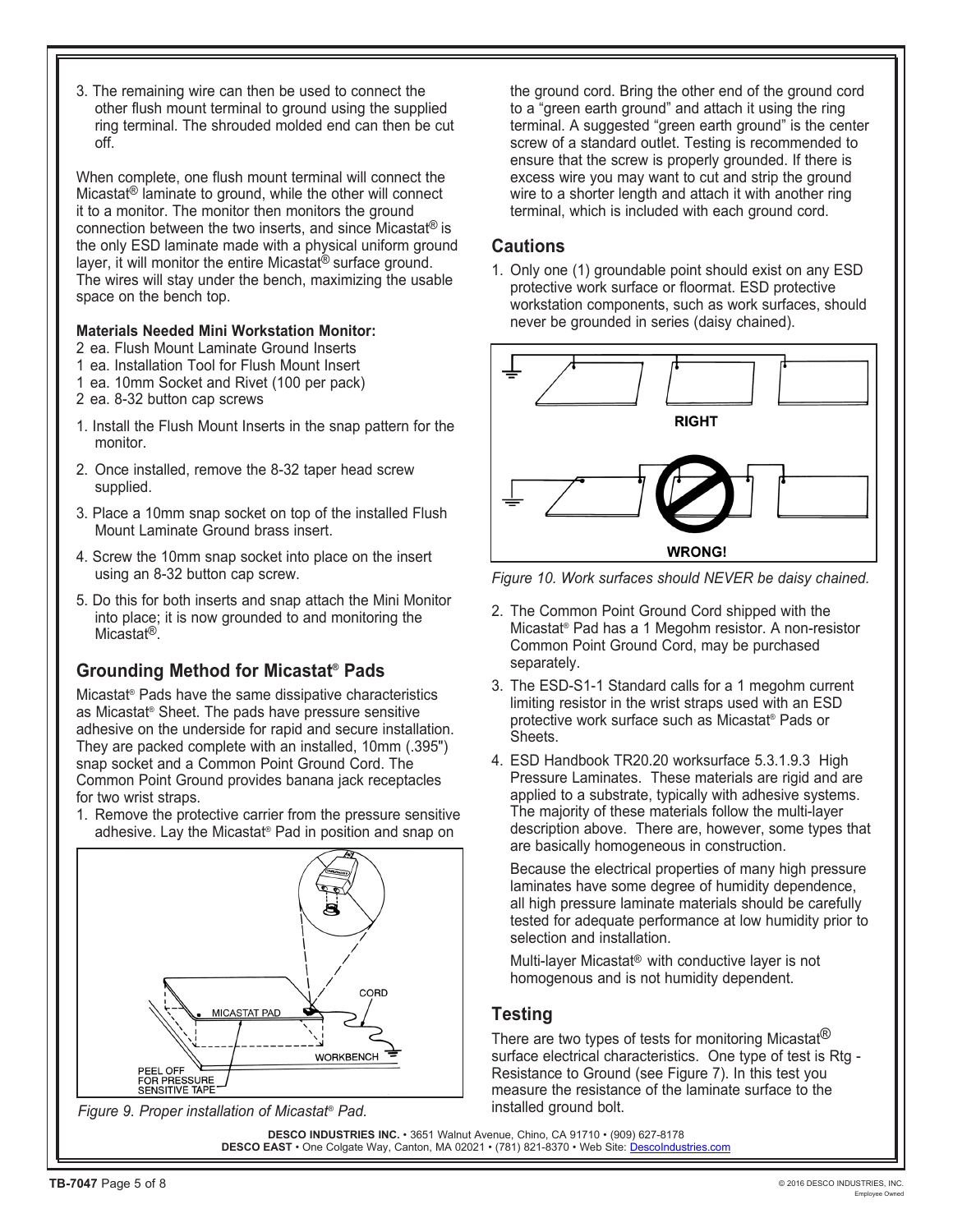3. The remaining wire can then be used to connect the other flush mount terminal to ground using the supplied ring terminal. The shrouded molded end can then be cut off.

When complete, one flush mount terminal will connect the Micastat® laminate to ground, while the other will connect it to a monitor. The monitor then monitors the ground connection between the two inserts, and since Micastat® is the only ESD laminate made with a physical uniform ground layer, it will monitor the entire Micastat® surface ground. The wires will stay under the bench, maximizing the usable space on the bench top.

**Materials Needed Mini Workstation Monitor:**

2 ea. Flush Mount Laminate Ground Inserts
1 ea. Installation Tool for Flush Mount Insert
1 ea. 10mm Socket and Rivet (100 per pack)
2 ea. 8-32 button cap screws

1. Install the Flush Mount Inserts in the snap pattern for the monitor.
2. Once installed, remove the 8-32 taper head screw supplied.
3. Place a 10mm snap socket on top of the installed Flush Mount Laminate Ground brass insert.
4. Screw the 10mm snap socket into place on the insert using an 8-32 button cap screw.
5. Do this for both inserts and snap attach the Mini Monitor into place; it is now grounded to and monitoring the Micastat®.

## Grounding Method for Micastat® Pads

Micastat® Pads have the same dissipative characteristics as Micastat® Sheet. The pads have pressure sensitive adhesive on the underside for rapid and secure installation. They are packed complete with an installed, 10mm (.395") snap socket and a Common Point Ground Cord. The Common Point Ground provides banana jack receptacles for two wrist straps.

1. Remove the protective carrier from the pressure sensitive adhesive. Lay the Micastat® Pad in position and snap on the ground cord. Bring the other end of the ground cord to a "green earth ground" and attach it using the ring terminal. A suggested "green earth ground" is the center screw of a standard outlet. Testing is recommended to ensure that the screw is properly grounded. If there is excess wire you may want to cut and strip the ground wire to a shorter length and attach it with another ring terminal, which is included with each ground cord.

*Figure 9. Proper installation of Micastat® Pad.*

## Cautions

1. Only one (1) groundable point should exist on any ESD protective work surface or floormat. ESD protective workstation components, such as work surfaces, should never be grounded in series (daisy chained).

*Figure 10. Work surfaces should NEVER be daisy chained.*

2. The Common Point Ground Cord shipped with the Micastat® Pad has a 1 Megohm resistor. A non-resistor Common Point Ground Cord, may be purchased separately.
3. The ESD-S1-1 Standard calls for a 1 megohm current limiting resistor in the wrist straps used with an ESD protective work surface such as Micastat® Pads or Sheets.
4. ESD Handbook TR20.20 worksurface 5.3.1.9.3 High Pressure Laminates. These materials are rigid and are applied to a substrate, typically with adhesive systems. The majority of these materials follow the multi-layer description above. There are, however, some types that are basically homogeneous in construction.

   Because the electrical properties of many high pressure laminates have some degree of humidity dependence, all high pressure laminate materials should be carefully tested for adequate performance at low humidity prior to selection and installation.

   Multi-layer Micastat® with conductive layer is not homogenous and is not humidity dependent.

## Testing

There are two types of tests for monitoring Micastat® surface electrical characteristics. One type of test is Rtg - Resistance to Ground (see Figure 7). In this test you measure the resistance of the laminate surface to the installed ground bolt.

**DESCO INDUSTRIES INC.** • 3651 Walnut Avenue, Chino, CA 91710 • (909) 627-8178
**DESCO EAST** • One Colgate Way, Canton, MA 02021 • (781) 821-8370 • Web Site: DescoIndustries.com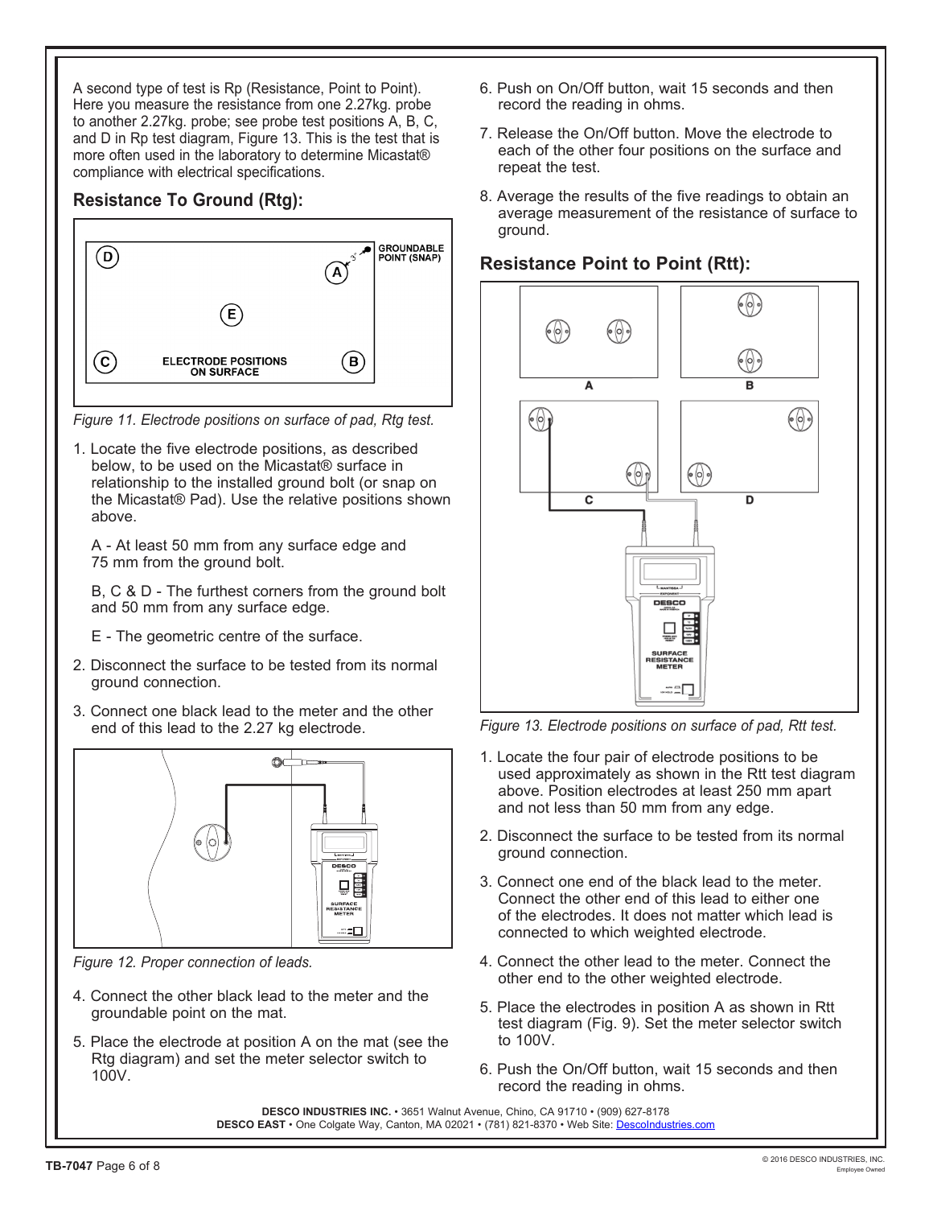A second type of test is Rp (Resistance, Point to Point). Here you measure the resistance from one 2.27kg. probe to another 2.27kg. probe; see probe test positions A, B, C, and D in Rp test diagram, Figure 13. This is the test that is more often used in the laboratory to determine Micastat® compliance with electrical specifications.

## Resistance To Ground (Rtg):

*Figure 11. Electrode positions on surface of pad, Rtg test.*

1. Locate the five electrode positions, as described below, to be used on the Micastat® surface in relationship to the installed ground bolt (or snap on the Micastat® Pad). Use the relative positions shown above.

   A - At least 50 mm from any surface edge and 75 mm from the ground bolt.

   B, C & D - The furthest corners from the ground bolt and 50 mm from any surface edge.

   E - The geometric centre of the surface.

2. Disconnect the surface to be tested from its normal ground connection.
3. Connect one black lead to the meter and the other end of this lead to the 2.27 kg electrode.

*Figure 12. Proper connection of leads.*

4. Connect the other black lead to the meter and the groundable point on the mat.
5. Place the electrode at position A on the mat (see the Rtg diagram) and set the meter selector switch to 100V.
6. Push on On/Off button, wait 15 seconds and then record the reading in ohms.
7. Release the On/Off button. Move the electrode to each of the other four positions on the surface and repeat the test.
8. Average the results of the five readings to obtain an average measurement of the resistance of surface to ground.

## Resistance Point to Point (Rtt):

*Figure 13. Electrode positions on surface of pad, Rtt test.*

1. Locate the four pair of electrode positions to be used approximately as shown in the Rtt test diagram above. Position electrodes at least 250 mm apart and not less than 50 mm from any edge.
2. Disconnect the surface to be tested from its normal ground connection.
3. Connect one end of the black lead to the meter. Connect the other end of this lead to either one of the electrodes. It does not matter which lead is connected to which weighted electrode.
4. Connect the other lead to the meter. Connect the other end to the other weighted electrode.
5. Place the electrodes in position A as shown in Rtt test diagram (Fig. 9). Set the meter selector switch to 100V.
6. Push the On/Off button, wait 15 seconds and then record the reading in ohms.

**DESCO INDUSTRIES INC.** • 3651 Walnut Avenue, Chino, CA 91710 • (909) 627-8178
**DESCO EAST** • One Colgate Way, Canton, MA 02021 • (781) 821-8370 • Web Site: DescoIndustries.com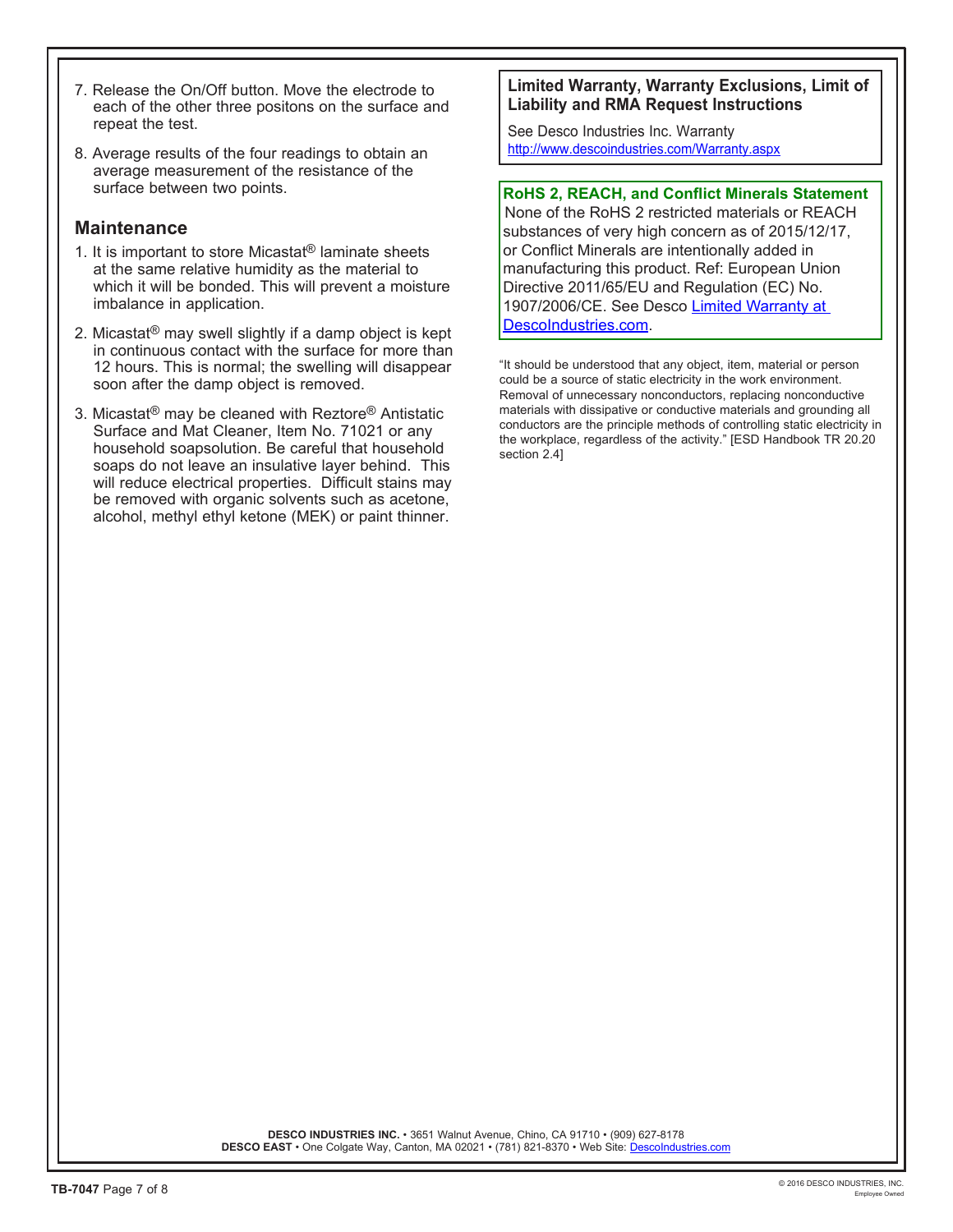7. Release the On/Off button. Move the electrode to each of the other three positons on the surface and repeat the test.

8. Average results of the four readings to obtain an average measurement of the resistance of the surface between two points.

## Maintenance

1. It is important to store Micastat® laminate sheets at the same relative humidity as the material to which it will be bonded. This will prevent a moisture imbalance in application.

2. Micastat® may swell slightly if a damp object is kept in continuous contact with the surface for more than 12 hours. This is normal; the swelling will disappear soon after the damp object is removed.

3. Micastat® may be cleaned with Reztore® Antistatic Surface and Mat Cleaner, Item No. 71021 or any household soapsolution. Be careful that household soaps do not leave an insulative layer behind. This will reduce electrical properties. Difficult stains may be removed with organic solvents such as acetone, alcohol, methyl ethyl ketone (MEK) or paint thinner.

**Limited Warranty, Warranty Exclusions, Limit of Liability and RMA Request Instructions**

See Desco Industries Inc. Warranty
http://www.descoindustries.com/Warranty.aspx

**RoHS 2, REACH, and Conflict Minerals Statement**

None of the RoHS 2 restricted materials or REACH substances of very high concern as of 2015/12/17, or Conflict Minerals are intentionally added in manufacturing this product. Ref: European Union Directive 2011/65/EU and Regulation (EC) No. 1907/2006/CE. See Desco Limited Warranty at DescoIndustries.com.

"It should be understood that any object, item, material or person could be a source of static electricity in the work environment. Removal of unnecessary nonconductors, replacing nonconductive materials with dissipative or conductive materials and grounding all conductors are the principle methods of controlling static electricity in the workplace, regardless of the activity." [ESD Handbook TR 20.20 section 2.4]

**DESCO INDUSTRIES INC.** • 3651 Walnut Avenue, Chino, CA 91710 • (909) 627-8178
**DESCO EAST** • One Colgate Way, Canton, MA 02021 • (781) 821-8370 • Web Site: DescoIndustries.com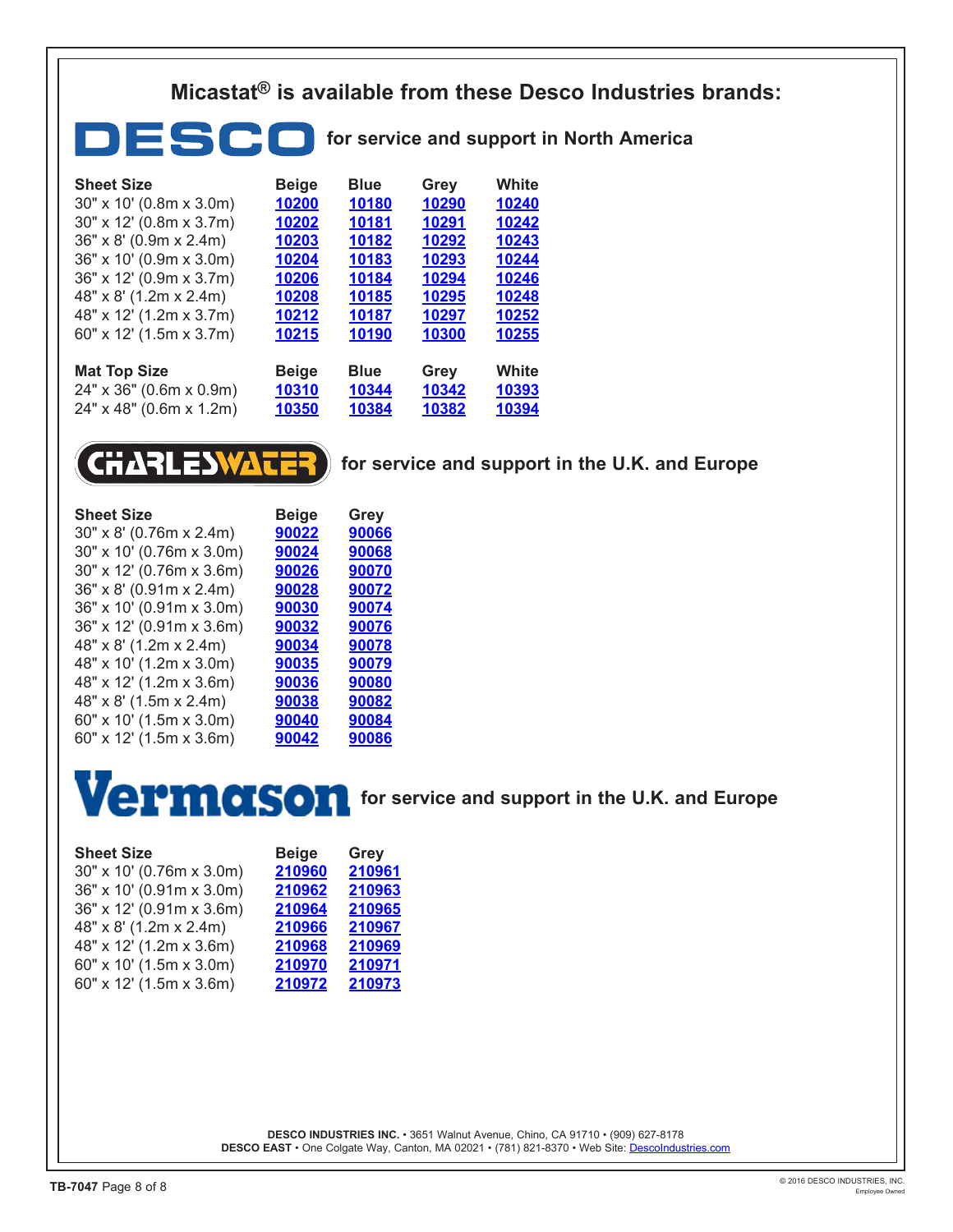## Micastat® is available from these Desco Industries brands:

**DESCO** for service and support in North America

| Sheet Size | Beige | Blue | Grey | White |
|---|---|---|---|---|
| 30" x 10' (0.8m x 3.0m) | 10200 | 10180 | 10290 | 10240 |
| 30" x 12' (0.8m x 3.7m) | 10202 | 10181 | 10291 | 10242 |
| 36" x 8' (0.9m x 2.4m) | 10203 | 10182 | 10292 | 10243 |
| 36" x 10' (0.9m x 3.0m) | 10204 | 10183 | 10293 | 10244 |
| 36" x 12' (0.9m x 3.7m) | 10206 | 10184 | 10294 | 10246 |
| 48" x 8' (1.2m x 2.4m) | 10208 | 10185 | 10295 | 10248 |
| 48" x 12' (1.2m x 3.7m) | 10212 | 10187 | 10297 | 10252 |
| 60" x 12' (1.5m x 3.7m) | 10215 | 10190 | 10300 | 10255 |

| Mat Top Size | Beige | Blue | Grey | White |
|---|---|---|---|---|
| 24" x 36" (0.6m x 0.9m) | 10310 | 10344 | 10342 | 10393 |
| 24" x 48" (0.6m x 1.2m) | 10350 | 10384 | 10382 | 10394 |

**CHARLESWATER** for service and support in the U.K. and Europe

| Sheet Size | Beige | Grey |
|---|---|---|
| 30" x 8' (0.76m x 2.4m) | 90022 | 90066 |
| 30" x 10' (0.76m x 3.0m) | 90024 | 90068 |
| 30" x 12' (0.76m x 3.6m) | 90026 | 90070 |
| 36" x 8' (0.91m x 2.4m) | 90028 | 90072 |
| 36" x 10' (0.91m x 3.0m) | 90030 | 90074 |
| 36" x 12' (0.91m x 3.6m) | 90032 | 90076 |
| 48" x 8' (1.2m x 2.4m) | 90034 | 90078 |
| 48" x 10' (1.2m x 3.0m) | 90035 | 90079 |
| 48" x 12' (1.2m x 3.6m) | 90036 | 90080 |
| 48" x 8' (1.5m x 2.4m) | 90038 | 90082 |
| 60" x 10' (1.5m x 3.0m) | 90040 | 90084 |
| 60" x 12' (1.5m x 3.6m) | 90042 | 90086 |

**Vermason** for service and support in the U.K. and Europe

| Sheet Size | Beige | Grey |
|---|---|---|
| 30" x 10' (0.76m x 3.0m) | 210960 | 210961 |
| 36" x 10' (0.91m x 3.0m) | 210962 | 210963 |
| 36" x 12' (0.91m x 3.6m) | 210964 | 210965 |
| 48" x 8' (1.2m x 2.4m) | 210966 | 210967 |
| 48" x 12' (1.2m x 3.6m) | 210968 | 210969 |
| 60" x 10' (1.5m x 3.0m) | 210970 | 210971 |
| 60" x 12' (1.5m x 3.6m) | 210972 | 210973 |

**DESCO INDUSTRIES INC.** • 3651 Walnut Avenue, Chino, CA 91710 • (909) 627-8178
**DESCO EAST** • One Colgate Way, Canton, MA 02021 • (781) 821-8370 • Web Site: DescoIndustries.com

**TB-7047**

© 2016 DESCO INDUSTRIES, INC.
Employee Owned